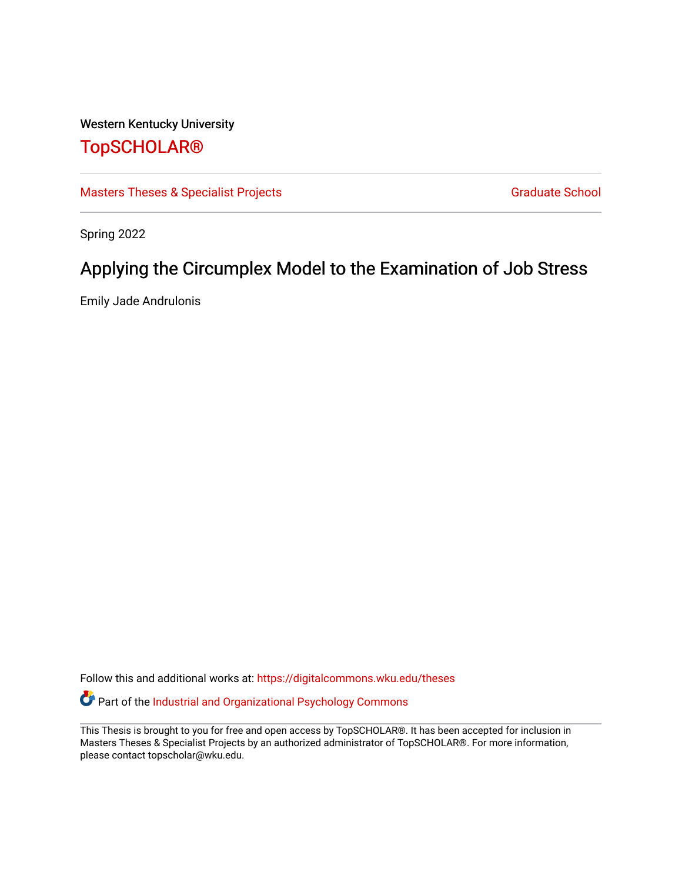Western Kentucky University

# TopSCHOLAR®

Masters Theses & Specialist Projects

Graduate School

Spring 2022

## Applying the Circumplex Model to the Examination of Job Stress

Emily Jade Andrulonis

Follow this and additional works at: https://digitalcommons.wku.edu/theses

Part of the Industrial and Organizational Psychology Commons

This Thesis is brought to you for free and open access by TopSCHOLAR®. It has been accepted for inclusion in Masters Theses & Specialist Projects by an authorized administrator of TopSCHOLAR®. For more information, please contact topscholar@wku.edu.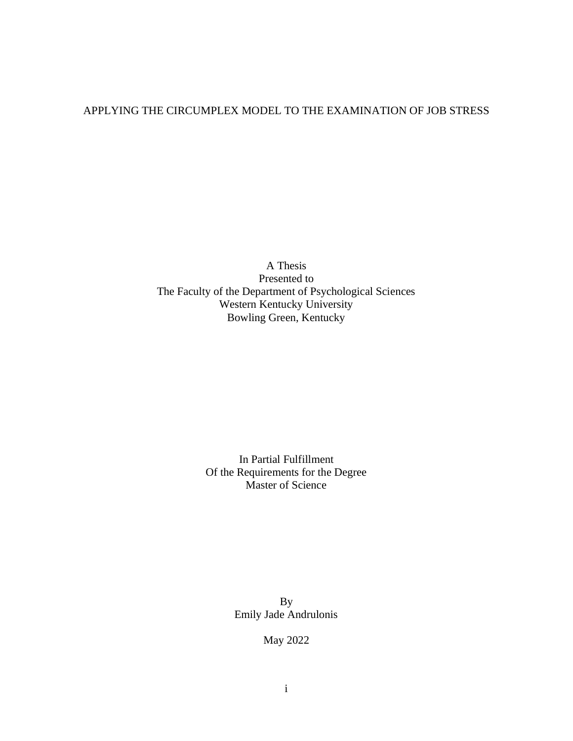# APPLYING THE CIRCUMPLEX MODEL TO THE EXAMINATION OF JOB STRESS

A Thesis
Presented to
The Faculty of the Department of Psychological Sciences
Western Kentucky University
Bowling Green, Kentucky

In Partial Fulfillment
Of the Requirements for the Degree
Master of Science

By
Emily Jade Andrulonis

May 2022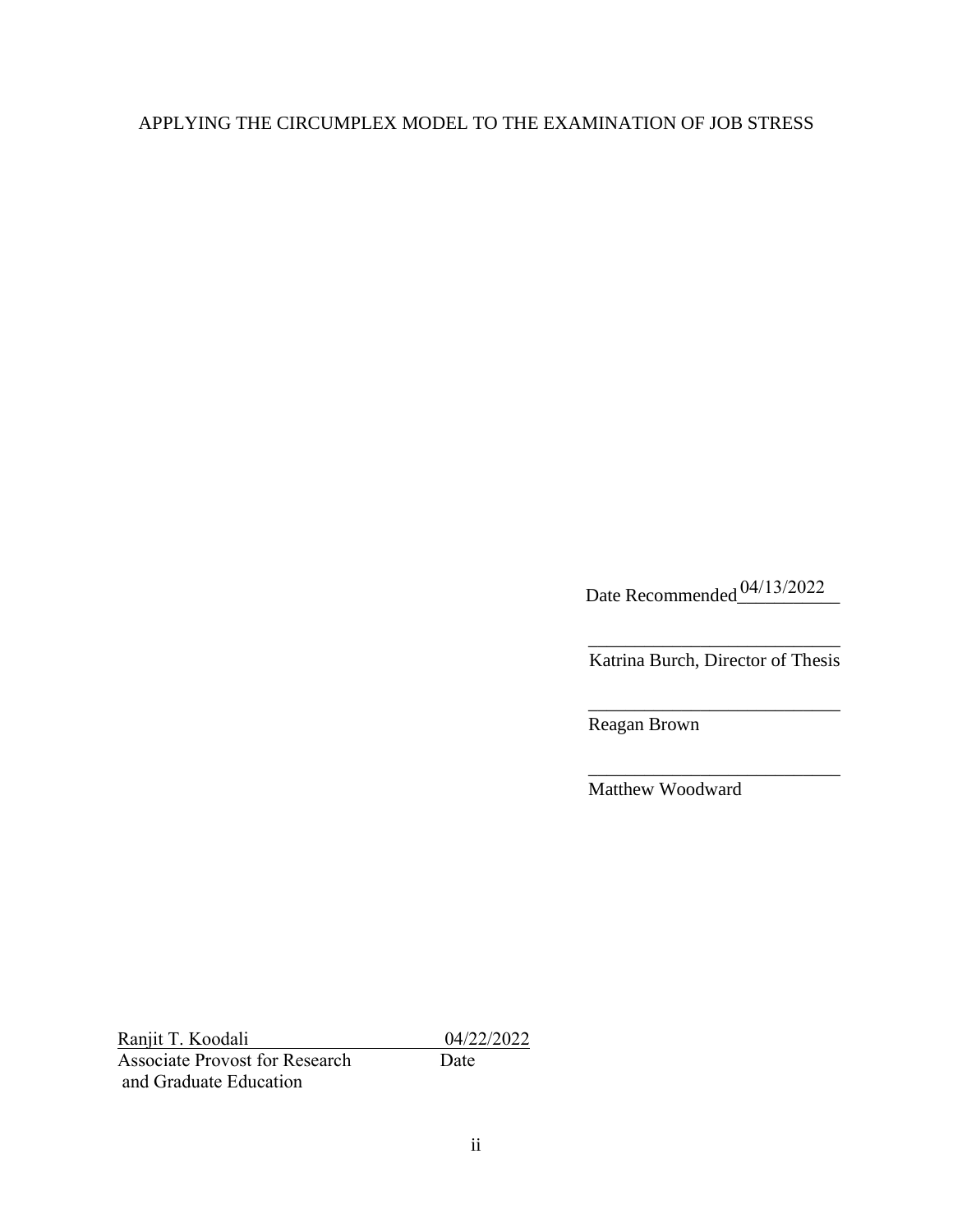APPLYING THE CIRCUMPLEX MODEL TO THE EXAMINATION OF JOB STRESS

Date Recommended 04/13/2022

Katrina Burch, Director of Thesis

Reagan Brown

Matthew Woodward

Ranjit T. Koodali 04/22/2022
Associate Provost for Research and Graduate Education Date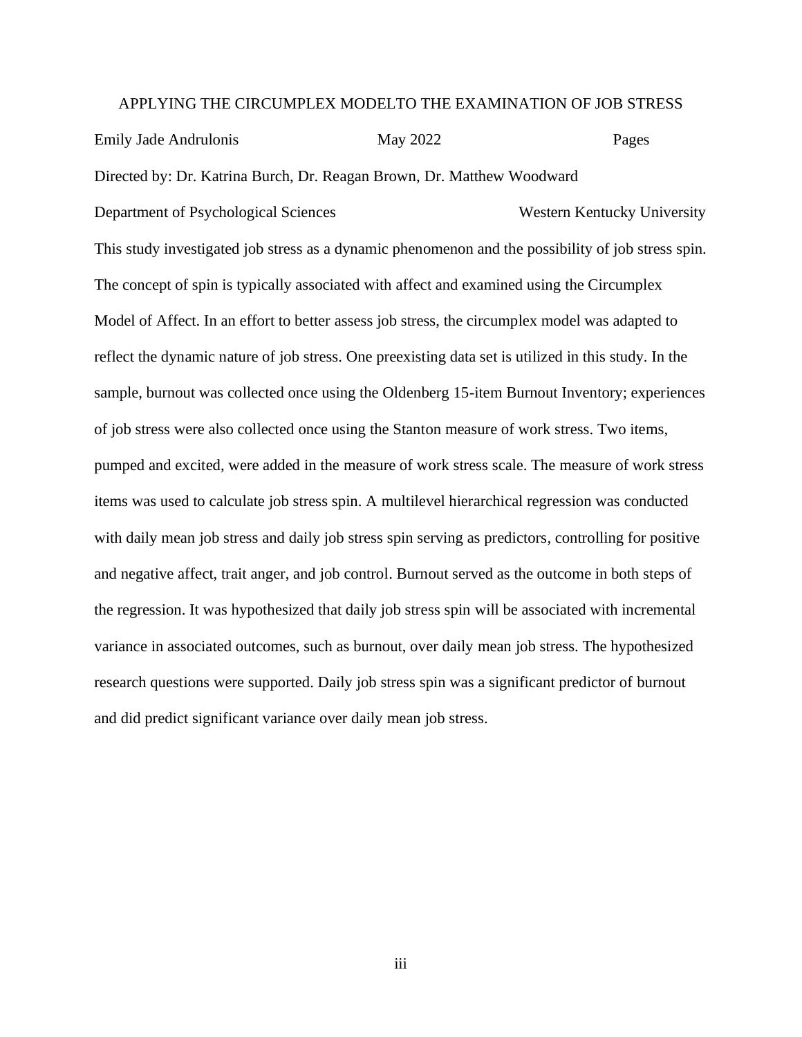APPLYING THE CIRCUMPLEX MODELTO THE EXAMINATION OF JOB STRESS

Emily Jade Andrulonis May 2022 Pages

Directed by: Dr. Katrina Burch, Dr. Reagan Brown, Dr. Matthew Woodward

Department of Psychological Sciences Western Kentucky University

This study investigated job stress as a dynamic phenomenon and the possibility of job stress spin. The concept of spin is typically associated with affect and examined using the Circumplex Model of Affect. In an effort to better assess job stress, the circumplex model was adapted to reflect the dynamic nature of job stress. One preexisting data set is utilized in this study. In the sample, burnout was collected once using the Oldenberg 15-item Burnout Inventory; experiences of job stress were also collected once using the Stanton measure of work stress. Two items, pumped and excited, were added in the measure of work stress scale. The measure of work stress items was used to calculate job stress spin. A multilevel hierarchical regression was conducted with daily mean job stress and daily job stress spin serving as predictors, controlling for positive and negative affect, trait anger, and job control. Burnout served as the outcome in both steps of the regression. It was hypothesized that daily job stress spin will be associated with incremental variance in associated outcomes, such as burnout, over daily mean job stress. The hypothesized research questions were supported. Daily job stress spin was a significant predictor of burnout and did predict significant variance over daily mean job stress.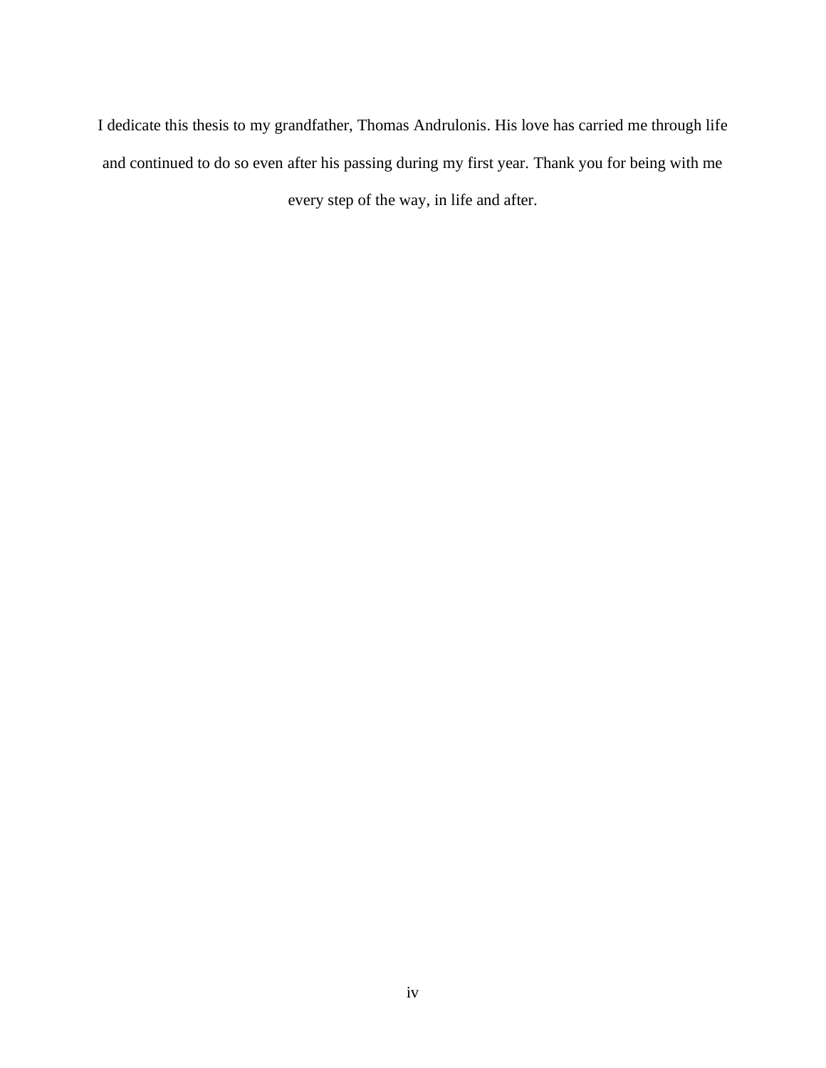I dedicate this thesis to my grandfather, Thomas Andrulonis. His love has carried me through life and continued to do so even after his passing during my first year. Thank you for being with me every step of the way, in life and after.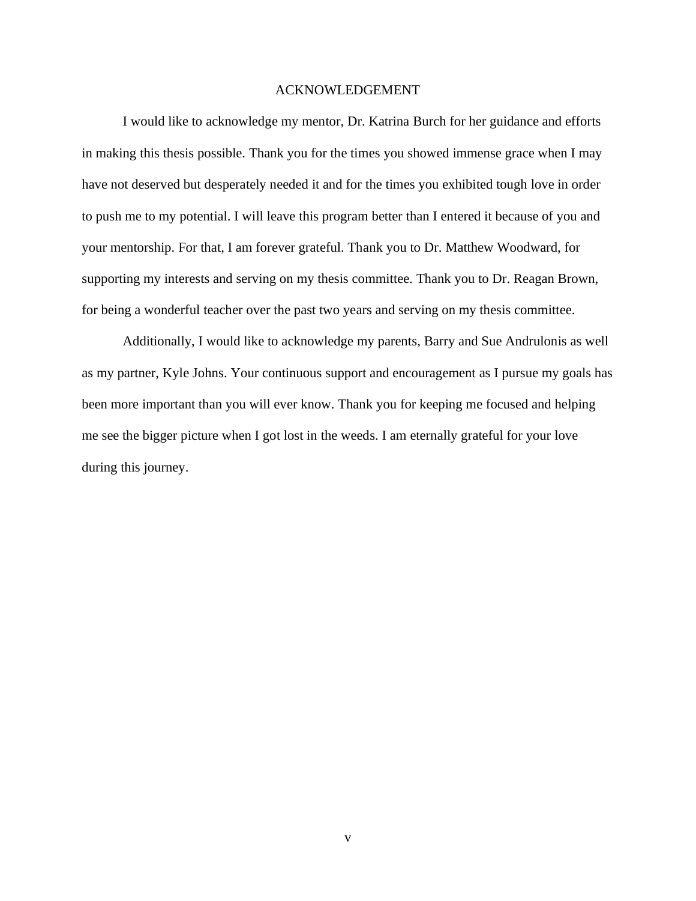# ACKNOWLEDGEMENT

I would like to acknowledge my mentor, Dr. Katrina Burch for her guidance and efforts in making this thesis possible. Thank you for the times you showed immense grace when I may have not deserved but desperately needed it and for the times you exhibited tough love in order to push me to my potential. I will leave this program better than I entered it because of you and your mentorship. For that, I am forever grateful. Thank you to Dr. Matthew Woodward, for supporting my interests and serving on my thesis committee. Thank you to Dr. Reagan Brown, for being a wonderful teacher over the past two years and serving on my thesis committee.

Additionally, I would like to acknowledge my parents, Barry and Sue Andrulonis as well as my partner, Kyle Johns. Your continuous support and encouragement as I pursue my goals has been more important than you will ever know. Thank you for keeping me focused and helping me see the bigger picture when I got lost in the weeds. I am eternally grateful for your love during this journey.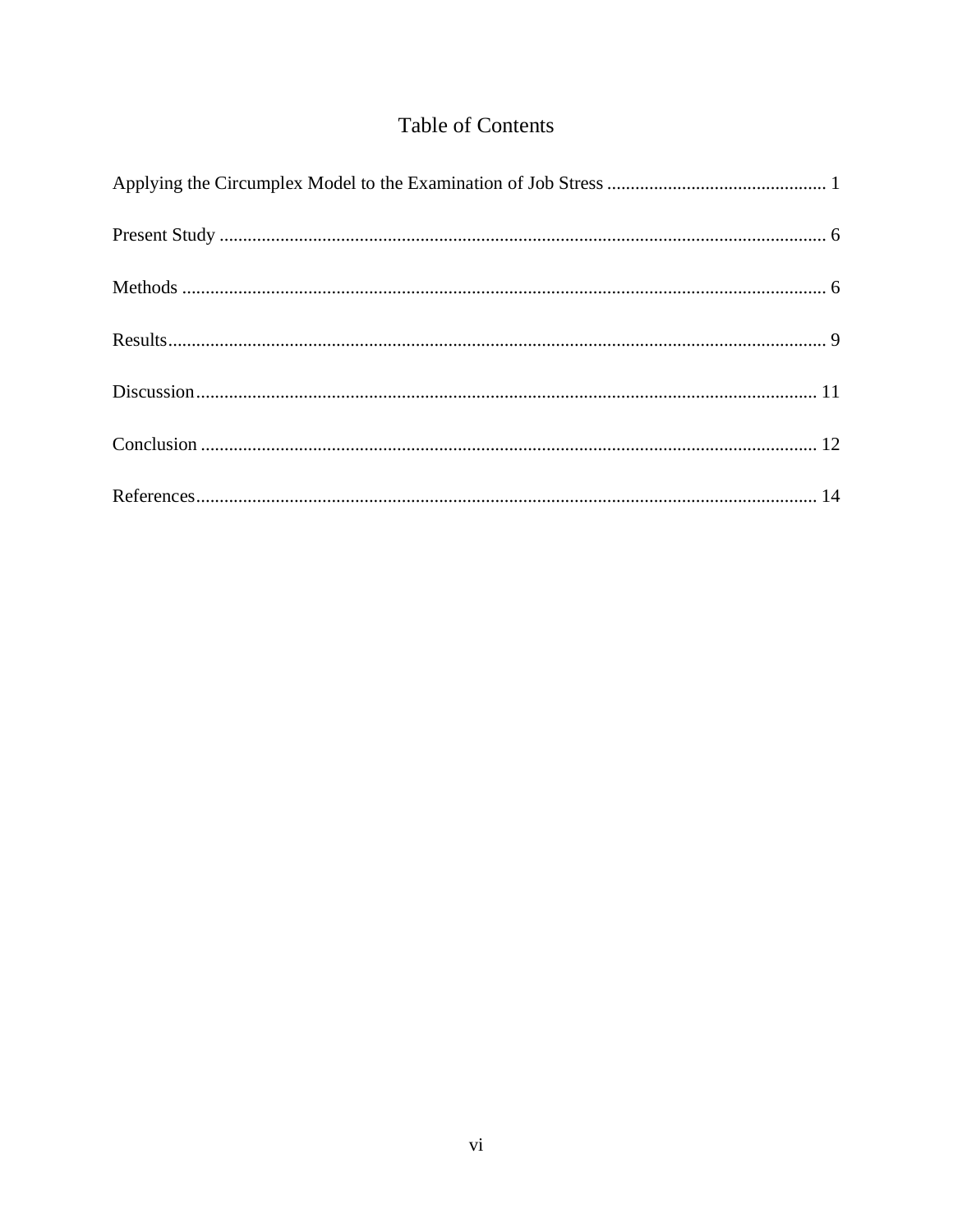# Table of Contents

Applying the Circumplex Model to the Examination of Job Stress ............................................... 1

Present Study ................................................................................................................................. 6

Methods ......................................................................................................................................... 6

Results............................................................................................................................................ 9

Discussion.................................................................................................................................... 11

Conclusion ................................................................................................................................... 12

References.................................................................................................................................... 14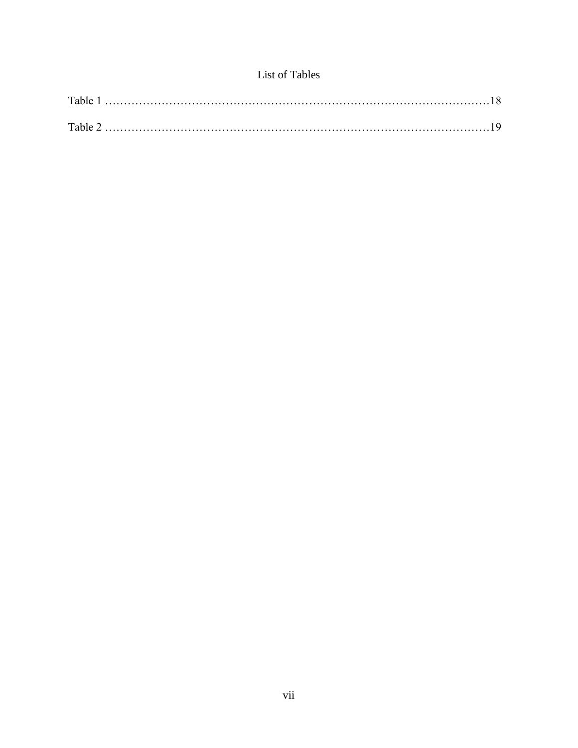# List of Tables

Table 1 ……………………………………………………………………………………………18

Table 2 ……………………………………………………………………………………………19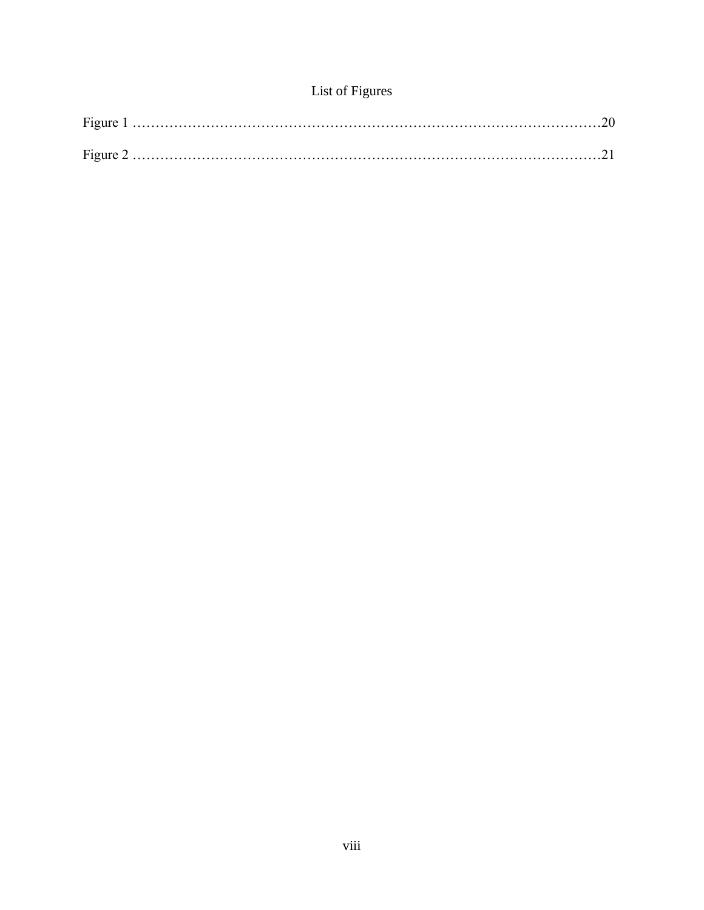# List of Figures

Figure 1 ……………………………………………………………………………………………20

Figure 2 ……………………………………………………………………………………………21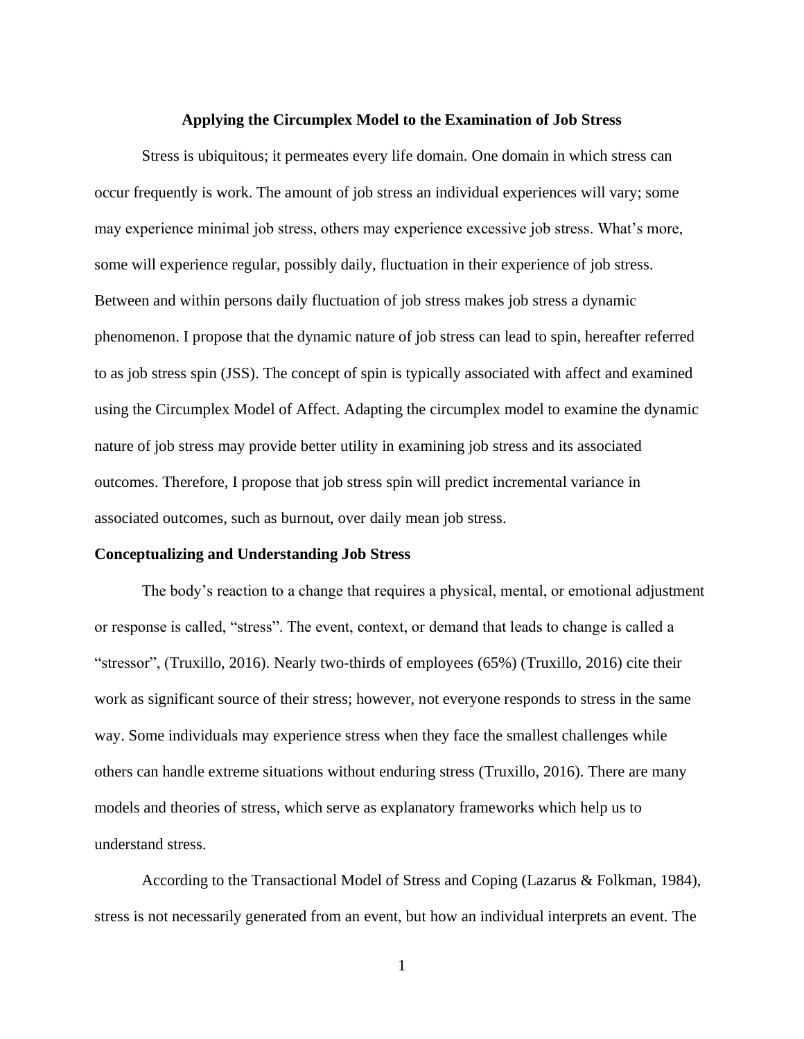## Applying the Circumplex Model to the Examination of Job Stress

Stress is ubiquitous; it permeates every life domain. One domain in which stress can occur frequently is work. The amount of job stress an individual experiences will vary; some may experience minimal job stress, others may experience excessive job stress. What's more, some will experience regular, possibly daily, fluctuation in their experience of job stress. Between and within persons daily fluctuation of job stress makes job stress a dynamic phenomenon. I propose that the dynamic nature of job stress can lead to spin, hereafter referred to as job stress spin (JSS). The concept of spin is typically associated with affect and examined using the Circumplex Model of Affect. Adapting the circumplex model to examine the dynamic nature of job stress may provide better utility in examining job stress and its associated outcomes. Therefore, I propose that job stress spin will predict incremental variance in associated outcomes, such as burnout, over daily mean job stress.

### Conceptualizing and Understanding Job Stress

The body's reaction to a change that requires a physical, mental, or emotional adjustment or response is called, "stress". The event, context, or demand that leads to change is called a "stressor", (Truxillo, 2016). Nearly two-thirds of employees (65%) (Truxillo, 2016) cite their work as significant source of their stress; however, not everyone responds to stress in the same way. Some individuals may experience stress when they face the smallest challenges while others can handle extreme situations without enduring stress (Truxillo, 2016). There are many models and theories of stress, which serve as explanatory frameworks which help us to understand stress.

According to the Transactional Model of Stress and Coping (Lazarus & Folkman, 1984), stress is not necessarily generated from an event, but how an individual interprets an event. The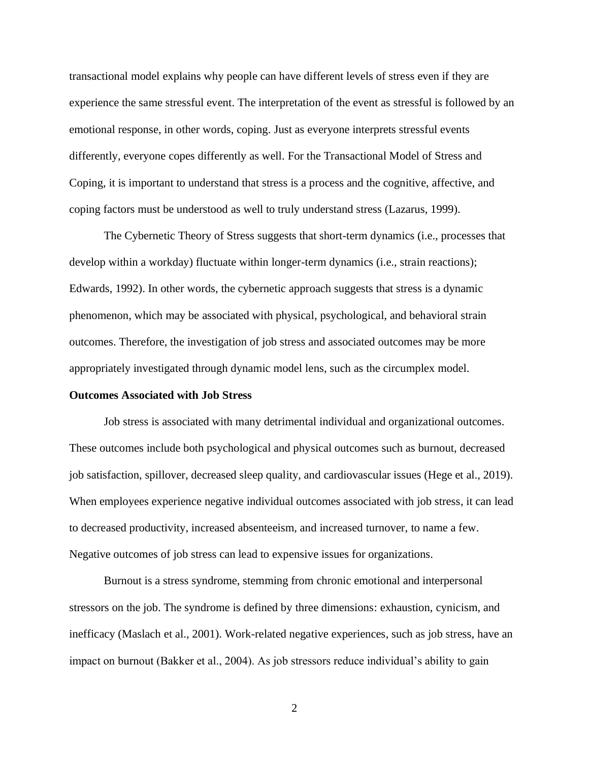transactional model explains why people can have different levels of stress even if they are experience the same stressful event. The interpretation of the event as stressful is followed by an emotional response, in other words, coping. Just as everyone interprets stressful events differently, everyone copes differently as well. For the Transactional Model of Stress and Coping, it is important to understand that stress is a process and the cognitive, affective, and coping factors must be understood as well to truly understand stress (Lazarus, 1999).

The Cybernetic Theory of Stress suggests that short-term dynamics (i.e., processes that develop within a workday) fluctuate within longer-term dynamics (i.e., strain reactions); Edwards, 1992). In other words, the cybernetic approach suggests that stress is a dynamic phenomenon, which may be associated with physical, psychological, and behavioral strain outcomes. Therefore, the investigation of job stress and associated outcomes may be more appropriately investigated through dynamic model lens, such as the circumplex model.

**Outcomes Associated with Job Stress**

Job stress is associated with many detrimental individual and organizational outcomes. These outcomes include both psychological and physical outcomes such as burnout, decreased job satisfaction, spillover, decreased sleep quality, and cardiovascular issues (Hege et al., 2019). When employees experience negative individual outcomes associated with job stress, it can lead to decreased productivity, increased absenteeism, and increased turnover, to name a few. Negative outcomes of job stress can lead to expensive issues for organizations.

Burnout is a stress syndrome, stemming from chronic emotional and interpersonal stressors on the job. The syndrome is defined by three dimensions: exhaustion, cynicism, and inefficacy (Maslach et al., 2001). Work-related negative experiences, such as job stress, have an impact on burnout (Bakker et al., 2004). As job stressors reduce individual's ability to gain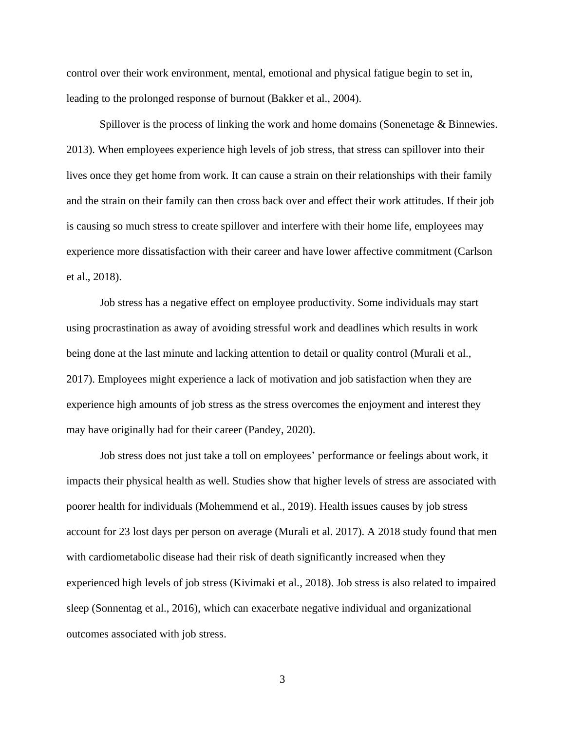control over their work environment, mental, emotional and physical fatigue begin to set in, leading to the prolonged response of burnout (Bakker et al., 2004).

Spillover is the process of linking the work and home domains (Sonenetage & Binnewies. 2013). When employees experience high levels of job stress, that stress can spillover into their lives once they get home from work. It can cause a strain on their relationships with their family and the strain on their family can then cross back over and effect their work attitudes. If their job is causing so much stress to create spillover and interfere with their home life, employees may experience more dissatisfaction with their career and have lower affective commitment (Carlson et al., 2018).

Job stress has a negative effect on employee productivity. Some individuals may start using procrastination as away of avoiding stressful work and deadlines which results in work being done at the last minute and lacking attention to detail or quality control (Murali et al., 2017). Employees might experience a lack of motivation and job satisfaction when they are experience high amounts of job stress as the stress overcomes the enjoyment and interest they may have originally had for their career (Pandey, 2020).

Job stress does not just take a toll on employees' performance or feelings about work, it impacts their physical health as well. Studies show that higher levels of stress are associated with poorer health for individuals (Mohemmend et al., 2019). Health issues causes by job stress account for 23 lost days per person on average (Murali et al. 2017). A 2018 study found that men with cardiometabolic disease had their risk of death significantly increased when they experienced high levels of job stress (Kivimaki et al., 2018). Job stress is also related to impaired sleep (Sonnentag et al., 2016), which can exacerbate negative individual and organizational outcomes associated with job stress.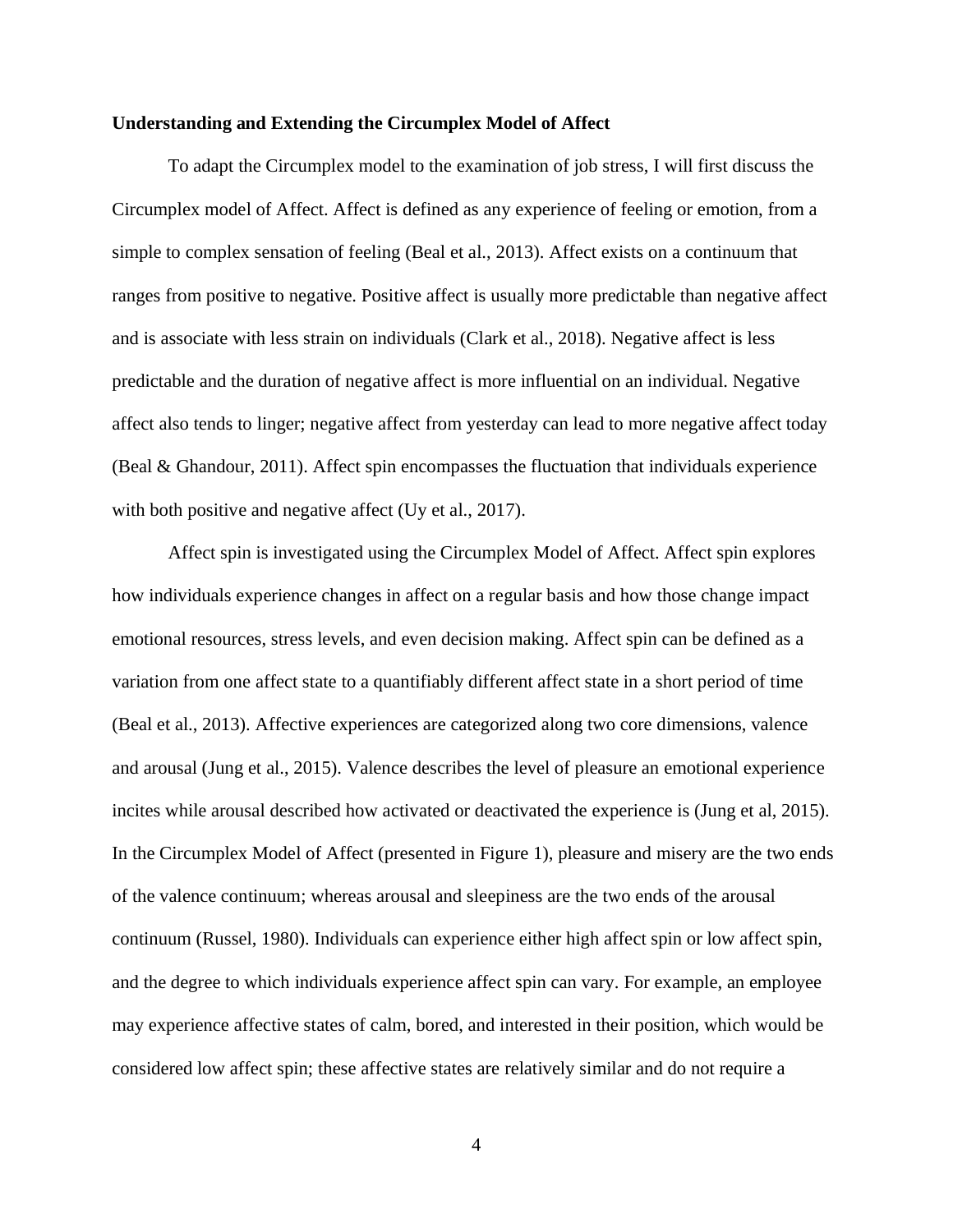**Understanding and Extending the Circumplex Model of Affect**

To adapt the Circumplex model to the examination of job stress, I will first discuss the Circumplex model of Affect. Affect is defined as any experience of feeling or emotion, from a simple to complex sensation of feeling (Beal et al., 2013). Affect exists on a continuum that ranges from positive to negative. Positive affect is usually more predictable than negative affect and is associate with less strain on individuals (Clark et al., 2018). Negative affect is less predictable and the duration of negative affect is more influential on an individual. Negative affect also tends to linger; negative affect from yesterday can lead to more negative affect today (Beal & Ghandour, 2011). Affect spin encompasses the fluctuation that individuals experience with both positive and negative affect (Uy et al., 2017).

Affect spin is investigated using the Circumplex Model of Affect. Affect spin explores how individuals experience changes in affect on a regular basis and how those change impact emotional resources, stress levels, and even decision making. Affect spin can be defined as a variation from one affect state to a quantifiably different affect state in a short period of time (Beal et al., 2013). Affective experiences are categorized along two core dimensions, valence and arousal (Jung et al., 2015). Valence describes the level of pleasure an emotional experience incites while arousal described how activated or deactivated the experience is (Jung et al, 2015). In the Circumplex Model of Affect (presented in Figure 1), pleasure and misery are the two ends of the valence continuum; whereas arousal and sleepiness are the two ends of the arousal continuum (Russel, 1980). Individuals can experience either high affect spin or low affect spin, and the degree to which individuals experience affect spin can vary. For example, an employee may experience affective states of calm, bored, and interested in their position, which would be considered low affect spin; these affective states are relatively similar and do not require a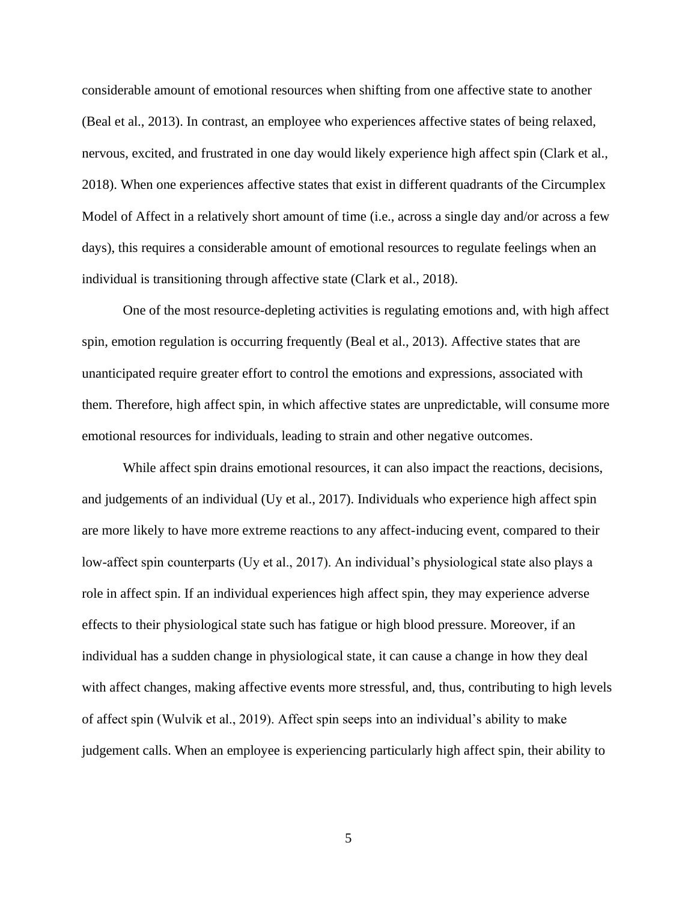considerable amount of emotional resources when shifting from one affective state to another (Beal et al., 2013). In contrast, an employee who experiences affective states of being relaxed, nervous, excited, and frustrated in one day would likely experience high affect spin (Clark et al., 2018). When one experiences affective states that exist in different quadrants of the Circumplex Model of Affect in a relatively short amount of time (i.e., across a single day and/or across a few days), this requires a considerable amount of emotional resources to regulate feelings when an individual is transitioning through affective state (Clark et al., 2018).

One of the most resource-depleting activities is regulating emotions and, with high affect spin, emotion regulation is occurring frequently (Beal et al., 2013). Affective states that are unanticipated require greater effort to control the emotions and expressions, associated with them. Therefore, high affect spin, in which affective states are unpredictable, will consume more emotional resources for individuals, leading to strain and other negative outcomes.

While affect spin drains emotional resources, it can also impact the reactions, decisions, and judgements of an individual (Uy et al., 2017). Individuals who experience high affect spin are more likely to have more extreme reactions to any affect-inducing event, compared to their low-affect spin counterparts (Uy et al., 2017). An individual's physiological state also plays a role in affect spin. If an individual experiences high affect spin, they may experience adverse effects to their physiological state such has fatigue or high blood pressure. Moreover, if an individual has a sudden change in physiological state, it can cause a change in how they deal with affect changes, making affective events more stressful, and, thus, contributing to high levels of affect spin (Wulvik et al., 2019). Affect spin seeps into an individual's ability to make judgement calls. When an employee is experiencing particularly high affect spin, their ability to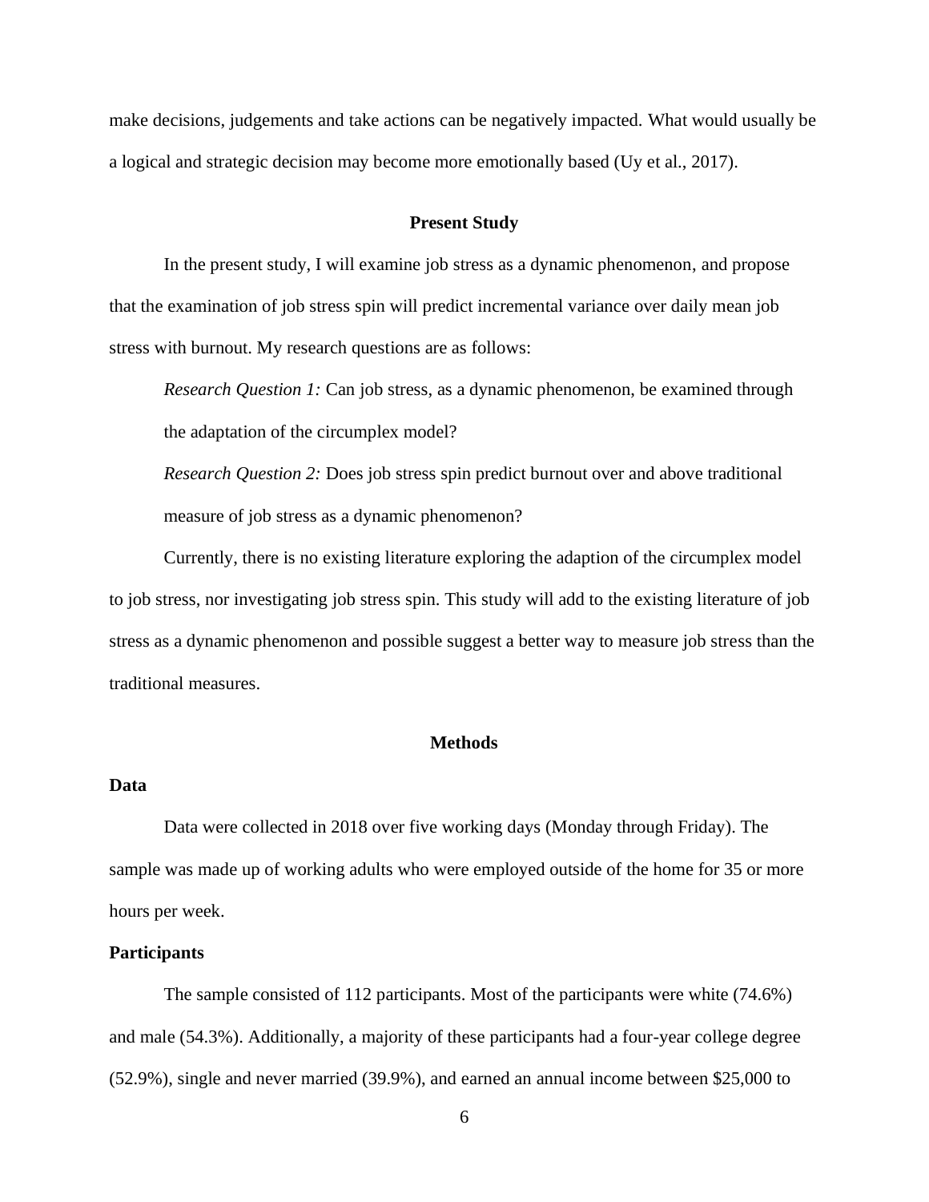make decisions, judgements and take actions can be negatively impacted. What would usually be a logical and strategic decision may become more emotionally based (Uy et al., 2017).

## Present Study

In the present study, I will examine job stress as a dynamic phenomenon, and propose that the examination of job stress spin will predict incremental variance over daily mean job stress with burnout. My research questions are as follows:

*Research Question 1:* Can job stress, as a dynamic phenomenon, be examined through the adaptation of the circumplex model?

*Research Question 2:* Does job stress spin predict burnout over and above traditional measure of job stress as a dynamic phenomenon?

Currently, there is no existing literature exploring the adaption of the circumplex model to job stress, nor investigating job stress spin. This study will add to the existing literature of job stress as a dynamic phenomenon and possible suggest a better way to measure job stress than the traditional measures.

## Methods

### Data

Data were collected in 2018 over five working days (Monday through Friday). The sample was made up of working adults who were employed outside of the home for 35 or more hours per week.

### Participants

The sample consisted of 112 participants. Most of the participants were white (74.6%) and male (54.3%). Additionally, a majority of these participants had a four-year college degree (52.9%), single and never married (39.9%), and earned an annual income between $25,000 to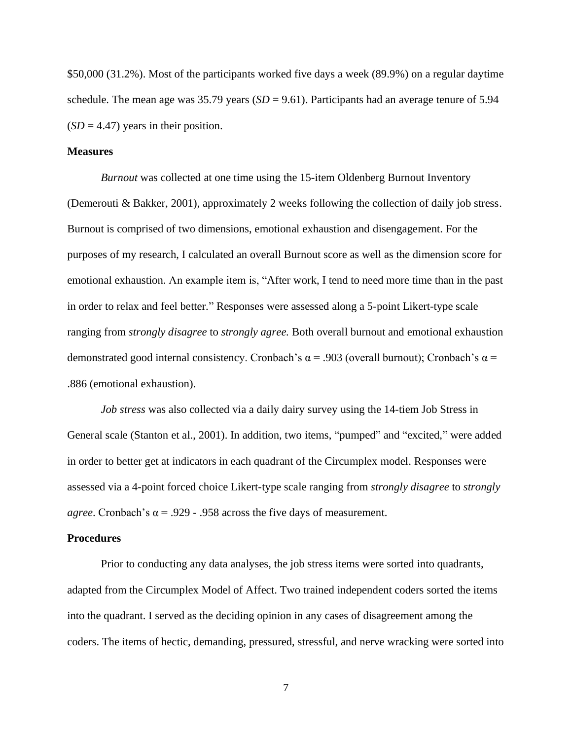$50,000 (31.2%). Most of the participants worked five days a week (89.9%) on a regular daytime schedule. The mean age was 35.79 years (*SD* = 9.61). Participants had an average tenure of 5.94 (*SD* = 4.47) years in their position.

**Measures**

*Burnout* was collected at one time using the 15-item Oldenberg Burnout Inventory (Demerouti & Bakker, 2001), approximately 2 weeks following the collection of daily job stress. Burnout is comprised of two dimensions, emotional exhaustion and disengagement. For the purposes of my research, I calculated an overall Burnout score as well as the dimension score for emotional exhaustion. An example item is, "After work, I tend to need more time than in the past in order to relax and feel better." Responses were assessed along a 5-point Likert-type scale ranging from *strongly disagree* to *strongly agree.* Both overall burnout and emotional exhaustion demonstrated good internal consistency. Cronbach's $\alpha$ = .903 (overall burnout); Cronbach's $\alpha$ = .886 (emotional exhaustion).

*Job stress* was also collected via a daily dairy survey using the 14-tiem Job Stress in General scale (Stanton et al., 2001). In addition, two items, "pumped" and "excited," were added in order to better get at indicators in each quadrant of the Circumplex model. Responses were assessed via a 4-point forced choice Likert-type scale ranging from *strongly disagree* to *strongly agree*. Cronbach's $\alpha$ = .929 - .958 across the five days of measurement.

**Procedures**

Prior to conducting any data analyses, the job stress items were sorted into quadrants, adapted from the Circumplex Model of Affect. Two trained independent coders sorted the items into the quadrant. I served as the deciding opinion in any cases of disagreement among the coders. The items of hectic, demanding, pressured, stressful, and nerve wracking were sorted into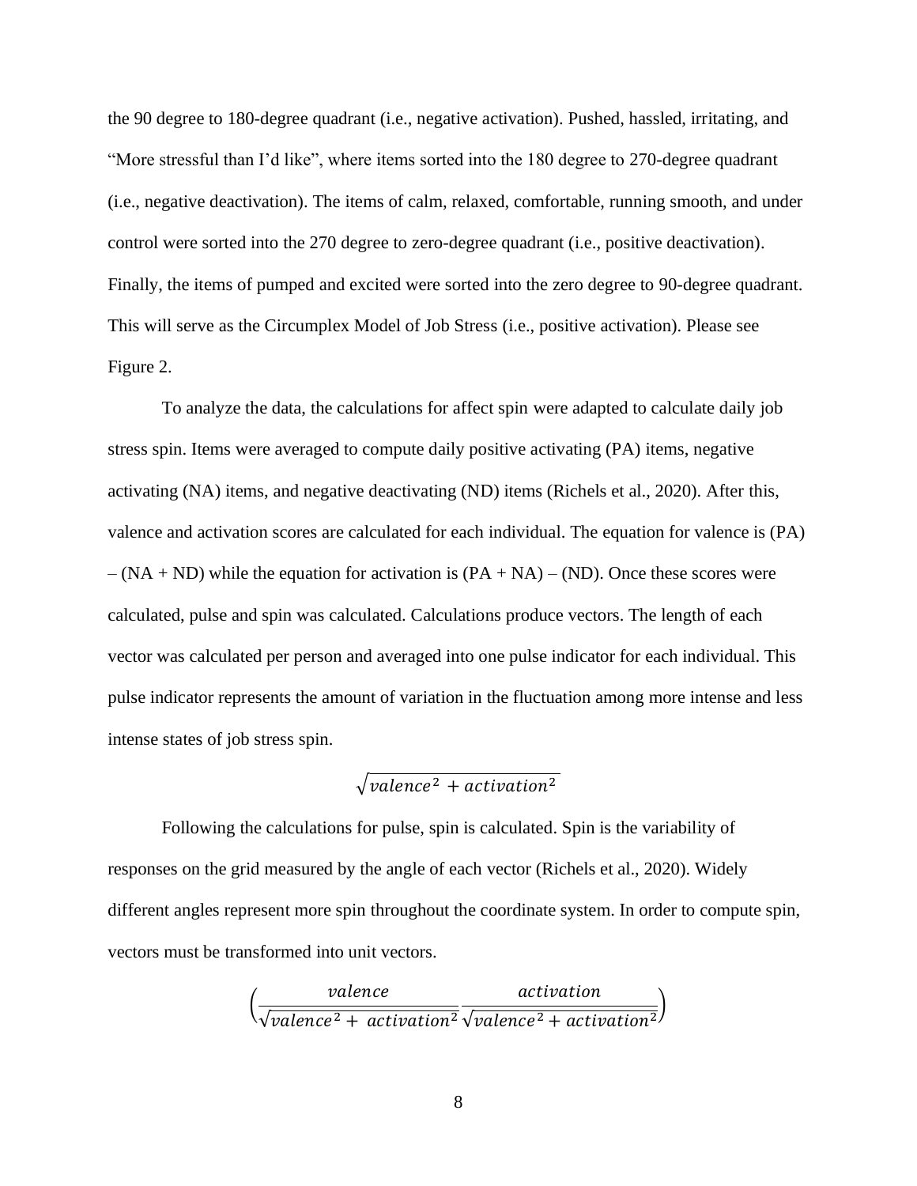the 90 degree to 180-degree quadrant (i.e., negative activation). Pushed, hassled, irritating, and "More stressful than I'd like", where items sorted into the 180 degree to 270-degree quadrant (i.e., negative deactivation). The items of calm, relaxed, comfortable, running smooth, and under control were sorted into the 270 degree to zero-degree quadrant (i.e., positive deactivation). Finally, the items of pumped and excited were sorted into the zero degree to 90-degree quadrant. This will serve as the Circumplex Model of Job Stress (i.e., positive activation). Please see Figure 2.

To analyze the data, the calculations for affect spin were adapted to calculate daily job stress spin. Items were averaged to compute daily positive activating (PA) items, negative activating (NA) items, and negative deactivating (ND) items (Richels et al., 2020). After this, valence and activation scores are calculated for each individual. The equation for valence is (PA) – (NA + ND) while the equation for activation is (PA + NA) – (ND). Once these scores were calculated, pulse and spin was calculated. Calculations produce vectors. The length of each vector was calculated per person and averaged into one pulse indicator for each individual. This pulse indicator represents the amount of variation in the fluctuation among more intense and less intense states of job stress spin.

$$\sqrt{valence^2 + activation^2}$$

Following the calculations for pulse, spin is calculated. Spin is the variability of responses on the grid measured by the angle of each vector (Richels et al., 2020). Widely different angles represent more spin throughout the coordinate system. In order to compute spin, vectors must be transformed into unit vectors.

$$\left(\frac{valence}{\sqrt{valence^2 + activation^2}} \frac{activation}{\sqrt{valence^2 + activation^2}}\right)$$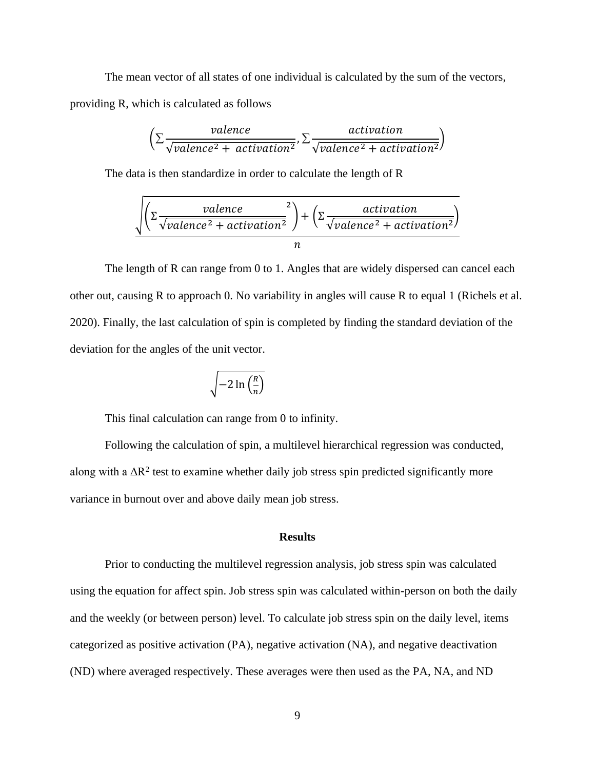The mean vector of all states of one individual is calculated by the sum of the vectors, providing R, which is calculated as follows

$$\left(\Sigma \frac{valence}{\sqrt{valence^2 + \ activation^2}}, \Sigma \frac{activation}{\sqrt{valence^2 + activation^2}}\right)$$

The data is then standardize in order to calculate the length of R

$$\frac{\sqrt{\left(\Sigma \frac{valence}{\sqrt{valence^2 + activation^2}}^2\right) + \left(\Sigma \frac{activation}{\sqrt{valence^2 + activation^2}}\right)}}{n}$$

The length of R can range from 0 to 1. Angles that are widely dispersed can cancel each other out, causing R to approach 0. No variability in angles will cause R to equal 1 (Richels et al. 2020). Finally, the last calculation of spin is completed by finding the standard deviation of the deviation for the angles of the unit vector.

$$\sqrt{-2\ln\left(\frac{R}{n}\right)}$$

This final calculation can range from 0 to infinity.

Following the calculation of spin, a multilevel hierarchical regression was conducted, along with a $\Delta R^2$ test to examine whether daily job stress spin predicted significantly more variance in burnout over and above daily mean job stress.

## Results

Prior to conducting the multilevel regression analysis, job stress spin was calculated using the equation for affect spin. Job stress spin was calculated within-person on both the daily and the weekly (or between person) level. To calculate job stress spin on the daily level, items categorized as positive activation (PA), negative activation (NA), and negative deactivation (ND) where averaged respectively. These averages were then used as the PA, NA, and ND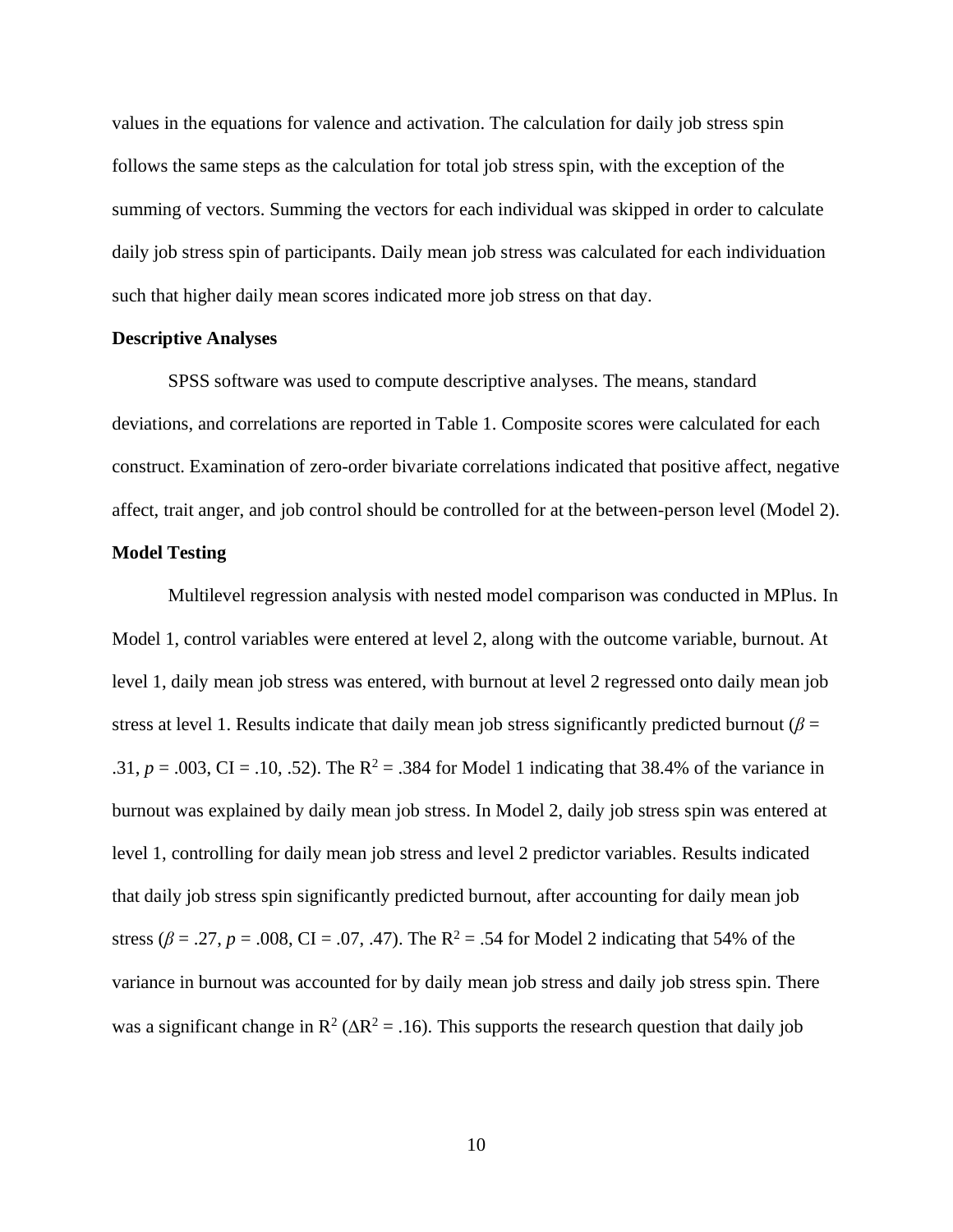values in the equations for valence and activation. The calculation for daily job stress spin follows the same steps as the calculation for total job stress spin, with the exception of the summing of vectors. Summing the vectors for each individual was skipped in order to calculate daily job stress spin of participants. Daily mean job stress was calculated for each individuation such that higher daily mean scores indicated more job stress on that day.

**Descriptive Analyses**

SPSS software was used to compute descriptive analyses. The means, standard deviations, and correlations are reported in Table 1. Composite scores were calculated for each construct. Examination of zero-order bivariate correlations indicated that positive affect, negative affect, trait anger, and job control should be controlled for at the between-person level (Model 2).

**Model Testing**

Multilevel regression analysis with nested model comparison was conducted in MPlus. In Model 1, control variables were entered at level 2, along with the outcome variable, burnout. At level 1, daily mean job stress was entered, with burnout at level 2 regressed onto daily mean job stress at level 1. Results indicate that daily mean job stress significantly predicted burnout ($\beta$ = .31, $p$ = .003, CI = .10, .52). The $R^2$ = .384 for Model 1 indicating that 38.4% of the variance in burnout was explained by daily mean job stress. In Model 2, daily job stress spin was entered at level 1, controlling for daily mean job stress and level 2 predictor variables. Results indicated that daily job stress spin significantly predicted burnout, after accounting for daily mean job stress ($\beta$ = .27, $p$ = .008, CI = .07, .47). The $R^2$ = .54 for Model 2 indicating that 54% of the variance in burnout was accounted for by daily mean job stress and daily job stress spin. There was a significant change in $R^2$ ($\Delta R^2$ = .16). This supports the research question that daily job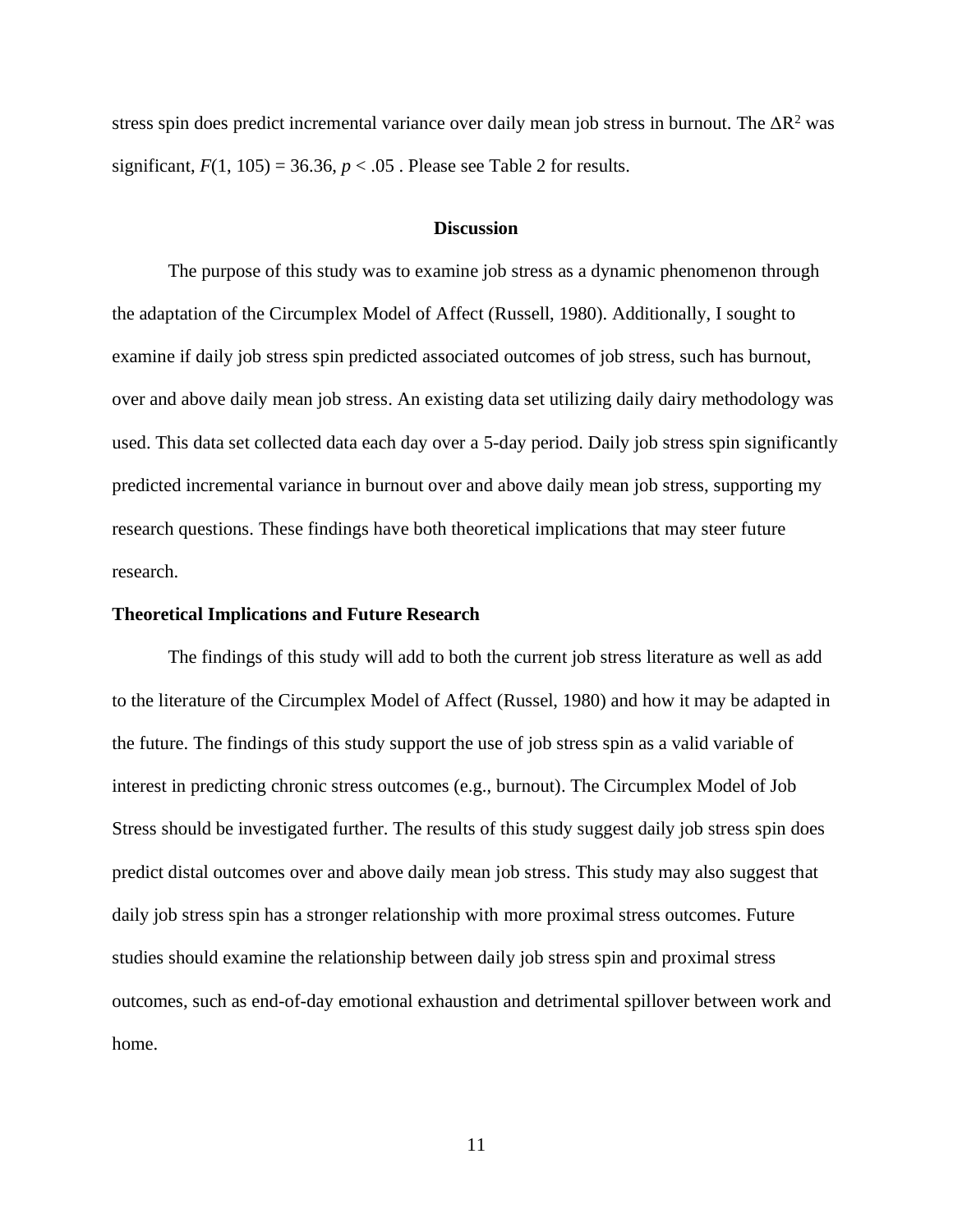stress spin does predict incremental variance over daily mean job stress in burnout. The $\Delta R^2$ was significant, $F(1, 105) = 36.36$, $p < .05$ . Please see Table 2 for results.

## Discussion

The purpose of this study was to examine job stress as a dynamic phenomenon through the adaptation of the Circumplex Model of Affect (Russell, 1980). Additionally, I sought to examine if daily job stress spin predicted associated outcomes of job stress, such has burnout, over and above daily mean job stress. An existing data set utilizing daily dairy methodology was used. This data set collected data each day over a 5-day period. Daily job stress spin significantly predicted incremental variance in burnout over and above daily mean job stress, supporting my research questions. These findings have both theoretical implications that may steer future research.

### Theoretical Implications and Future Research

The findings of this study will add to both the current job stress literature as well as add to the literature of the Circumplex Model of Affect (Russel, 1980) and how it may be adapted in the future. The findings of this study support the use of job stress spin as a valid variable of interest in predicting chronic stress outcomes (e.g., burnout). The Circumplex Model of Job Stress should be investigated further. The results of this study suggest daily job stress spin does predict distal outcomes over and above daily mean job stress. This study may also suggest that daily job stress spin has a stronger relationship with more proximal stress outcomes. Future studies should examine the relationship between daily job stress spin and proximal stress outcomes, such as end-of-day emotional exhaustion and detrimental spillover between work and home.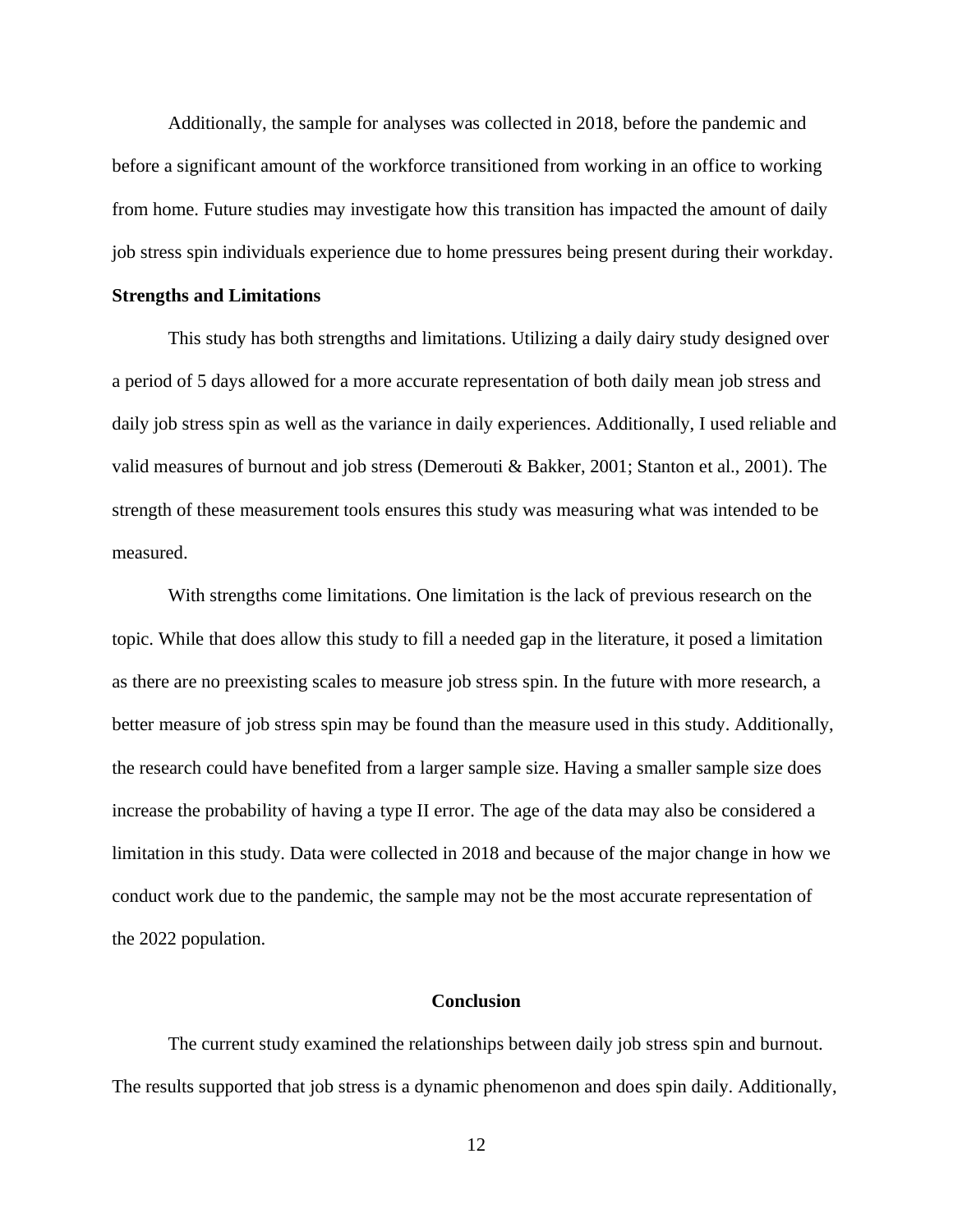Additionally, the sample for analyses was collected in 2018, before the pandemic and before a significant amount of the workforce transitioned from working in an office to working from home. Future studies may investigate how this transition has impacted the amount of daily job stress spin individuals experience due to home pressures being present during their workday.

### Strengths and Limitations

This study has both strengths and limitations. Utilizing a daily dairy study designed over a period of 5 days allowed for a more accurate representation of both daily mean job stress and daily job stress spin as well as the variance in daily experiences. Additionally, I used reliable and valid measures of burnout and job stress (Demerouti & Bakker, 2001; Stanton et al., 2001). The strength of these measurement tools ensures this study was measuring what was intended to be measured.

With strengths come limitations. One limitation is the lack of previous research on the topic. While that does allow this study to fill a needed gap in the literature, it posed a limitation as there are no preexisting scales to measure job stress spin. In the future with more research, a better measure of job stress spin may be found than the measure used in this study. Additionally, the research could have benefited from a larger sample size. Having a smaller sample size does increase the probability of having a type II error. The age of the data may also be considered a limitation in this study. Data were collected in 2018 and because of the major change in how we conduct work due to the pandemic, the sample may not be the most accurate representation of the 2022 population.

## Conclusion

The current study examined the relationships between daily job stress spin and burnout. The results supported that job stress is a dynamic phenomenon and does spin daily. Additionally,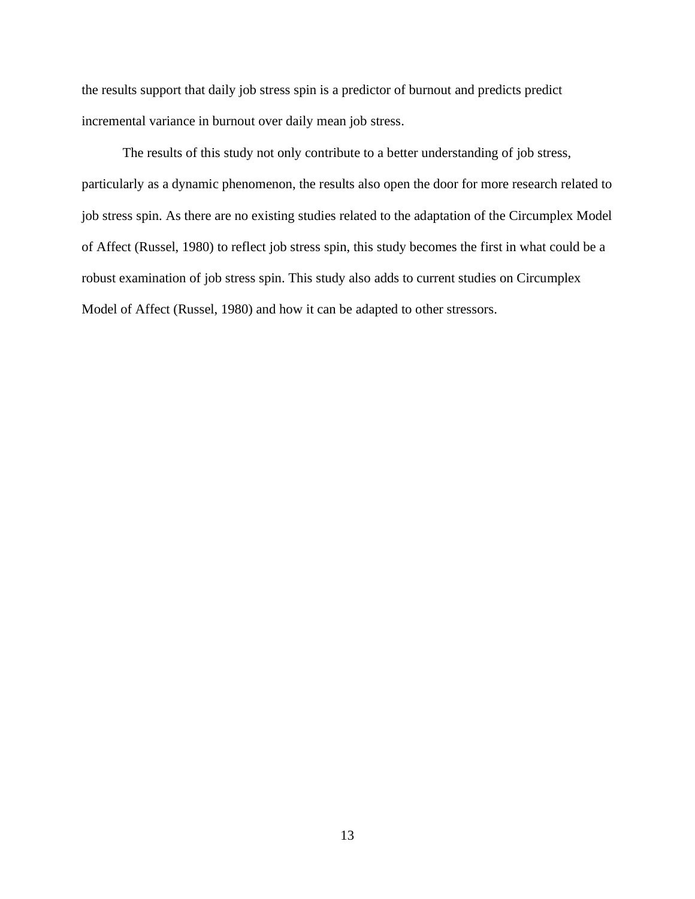the results support that daily job stress spin is a predictor of burnout and predicts predict incremental variance in burnout over daily mean job stress.

The results of this study not only contribute to a better understanding of job stress, particularly as a dynamic phenomenon, the results also open the door for more research related to job stress spin. As there are no existing studies related to the adaptation of the Circumplex Model of Affect (Russel, 1980) to reflect job stress spin, this study becomes the first in what could be a robust examination of job stress spin. This study also adds to current studies on Circumplex Model of Affect (Russel, 1980) and how it can be adapted to other stressors.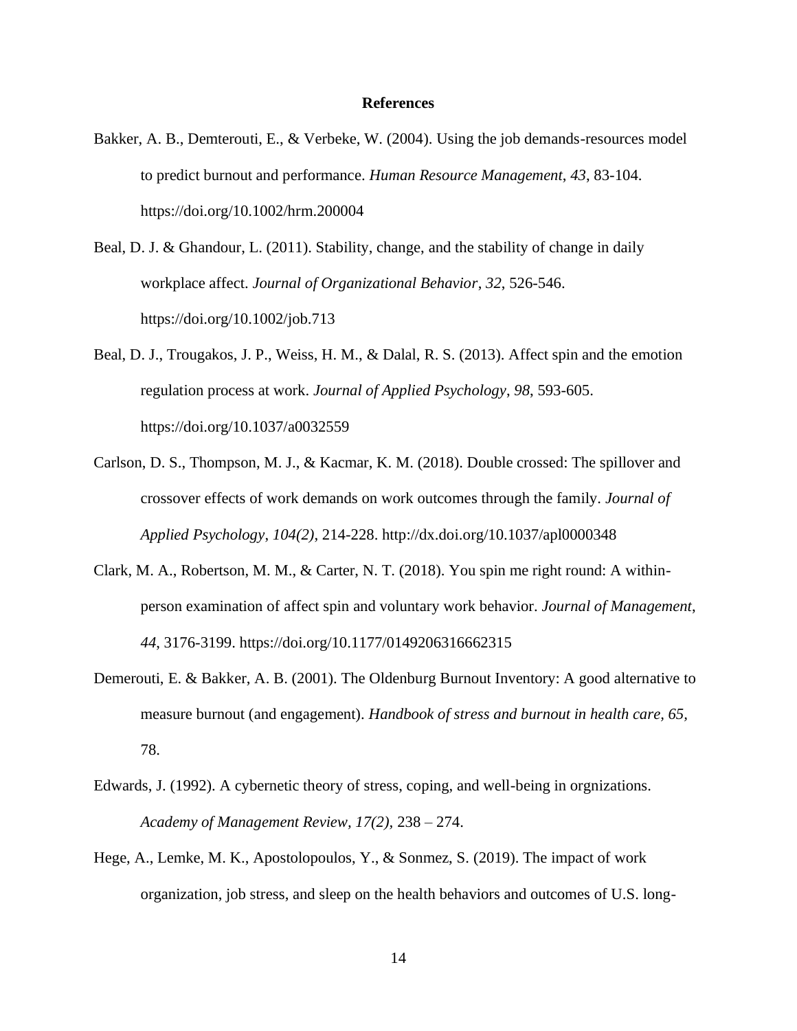## References

Bakker, A. B., Demterouti, E., & Verbeke, W. (2004). Using the job demands-resources model to predict burnout and performance. *Human Resource Management*, *43*, 83-104. https://doi.org/10.1002/hrm.200004

Beal, D. J. & Ghandour, L. (2011). Stability, change, and the stability of change in daily workplace affect. *Journal of Organizational Behavior*, *32*, 526-546. https://doi.org/10.1002/job.713

Beal, D. J., Trougakos, J. P., Weiss, H. M., & Dalal, R. S. (2013). Affect spin and the emotion regulation process at work. *Journal of Applied Psychology*, *98*, 593-605. https://doi.org/10.1037/a0032559

Carlson, D. S., Thompson, M. J., & Kacmar, K. M. (2018). Double crossed: The spillover and crossover effects of work demands on work outcomes through the family. *Journal of Applied Psychology*, *104(2)*, 214-228. http://dx.doi.org/10.1037/apl0000348

Clark, M. A., Robertson, M. M., & Carter, N. T. (2018). You spin me right round: A within-person examination of affect spin and voluntary work behavior. *Journal of Management*, *44*, 3176-3199. https://doi.org/10.1177/0149206316662315

Demerouti, E. & Bakker, A. B. (2001). The Oldenburg Burnout Inventory: A good alternative to measure burnout (and engagement). *Handbook of stress and burnout in health care*, *65*, 78.

Edwards, J. (1992). A cybernetic theory of stress, coping, and well-being in orgnizations. *Academy of Management Review*, *17(2)*, 238 – 274.

Hege, A., Lemke, M. K., Apostolopoulos, Y., & Sonmez, S. (2019). The impact of work organization, job stress, and sleep on the health behaviors and outcomes of U.S. long-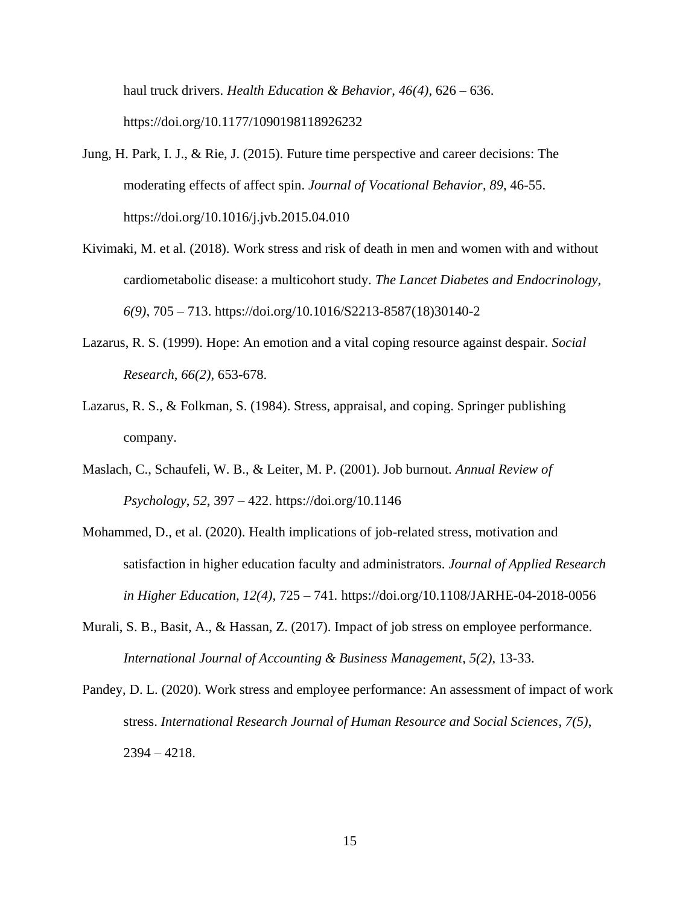haul truck drivers. *Health Education & Behavior*, *46(4)*, 626 – 636. https://doi.org/10.1177/1090198118926232

Jung, H. Park, I. J., & Rie, J. (2015). Future time perspective and career decisions: The moderating effects of affect spin. *Journal of Vocational Behavior*, *89*, 46-55. https://doi.org/10.1016/j.jvb.2015.04.010

Kivimaki, M. et al. (2018). Work stress and risk of death in men and women with and without cardiometabolic disease: a multicohort study. *The Lancet Diabetes and Endocrinology, 6(9)*, 705 – 713. https://doi.org/10.1016/S2213-8587(18)30140-2

Lazarus, R. S. (1999). Hope: An emotion and a vital coping resource against despair. *Social Research*, *66(2)*, 653-678.

Lazarus, R. S., & Folkman, S. (1984). Stress, appraisal, and coping. Springer publishing company.

Maslach, C., Schaufeli, W. B., & Leiter, M. P. (2001). Job burnout. *Annual Review of Psychology*, *52*, 397 – 422. https://doi.org/10.1146

Mohammed, D., et al. (2020). Health implications of job-related stress, motivation and satisfaction in higher education faculty and administrators. *Journal of Applied Research in Higher Education, 12(4),* 725 – 741. https://doi.org/10.1108/JARHE-04-2018-0056

Murali, S. B., Basit, A., & Hassan, Z. (2017). Impact of job stress on employee performance. *International Journal of Accounting & Business Management*, *5(2)*, 13-33.

Pandey, D. L. (2020). Work stress and employee performance: An assessment of impact of work stress. *International Research Journal of Human Resource and Social Sciences*, *7(5)*, 2394 – 4218.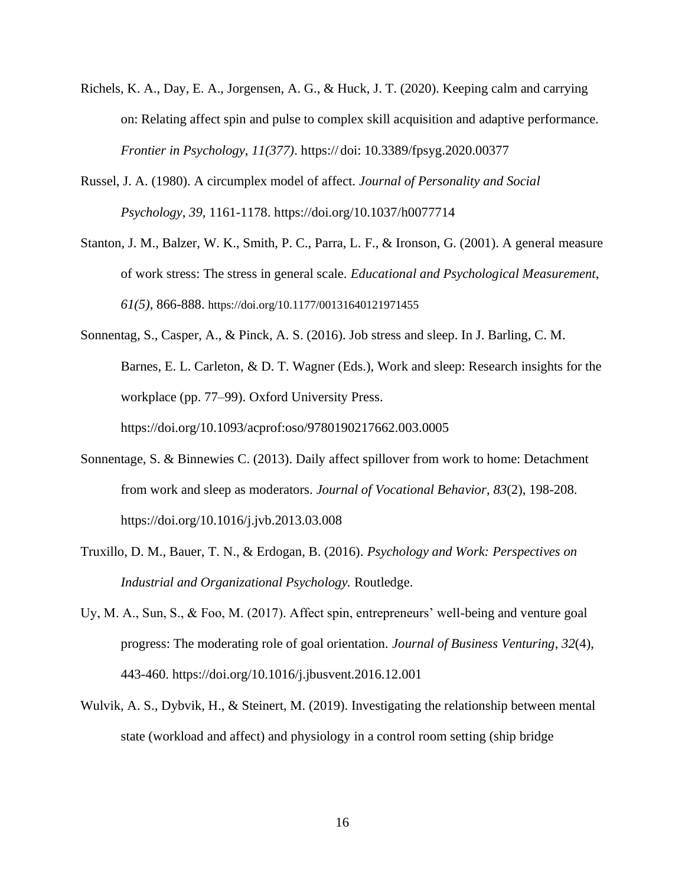Richels, K. A., Day, E. A., Jorgensen, A. G., & Huck, J. T. (2020). Keeping calm and carrying on: Relating affect spin and pulse to complex skill acquisition and adaptive performance. *Frontier in Psychology, 11(377)*. https:// doi: 10.3389/fpsyg.2020.00377

Russel, J. A. (1980). A circumplex model of affect. *Journal of Personality and Social Psychology*, *39*, 1161-1178. https://doi.org/10.1037/h0077714

Stanton, J. M., Balzer, W. K., Smith, P. C., Parra, L. F., & Ironson, G. (2001). A general measure of work stress: The stress in general scale. *Educational and Psychological Measurement*, *61(5)*, 866-888. https://doi.org/10.1177/00131640121971455

Sonnentag, S., Casper, A., & Pinck, A. S. (2016). Job stress and sleep. In J. Barling, C. M. Barnes, E. L. Carleton, & D. T. Wagner (Eds.), Work and sleep: Research insights for the workplace (pp. 77–99). Oxford University Press. https://doi.org/10.1093/acprof:oso/9780190217662.003.0005

Sonnentage, S. & Binnewies C. (2013). Daily affect spillover from work to home: Detachment from work and sleep as moderators. *Journal of Vocational Behavior*, *83*(2), 198-208. https://doi.org/10.1016/j.jvb.2013.03.008

Truxillo, D. M., Bauer, T. N., & Erdogan, B. (2016). *Psychology and Work: Perspectives on Industrial and Organizational Psychology.* Routledge.

Uy, M. A., Sun, S., & Foo, M. (2017). Affect spin, entrepreneurs' well-being and venture goal progress: The moderating role of goal orientation. *Journal of Business Venturing*, *32*(4), 443-460. https://doi.org/10.1016/j.jbusvent.2016.12.001

Wulvik, A. S., Dybvik, H., & Steinert, M. (2019). Investigating the relationship between mental state (workload and affect) and physiology in a control room setting (ship bridge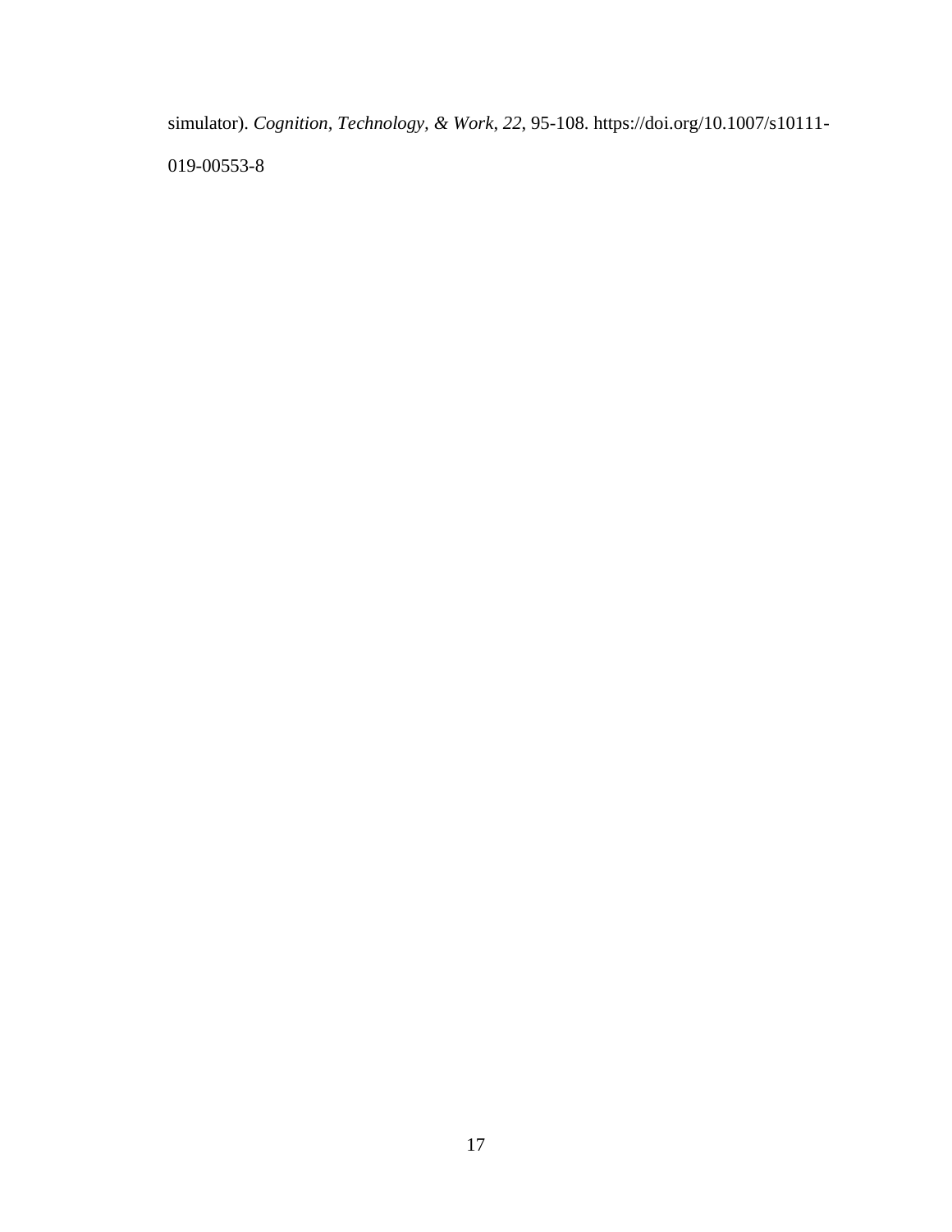simulator). *Cognition, Technology, & Work*, *22*, 95-108. https://doi.org/10.1007/s10111-019-00553-8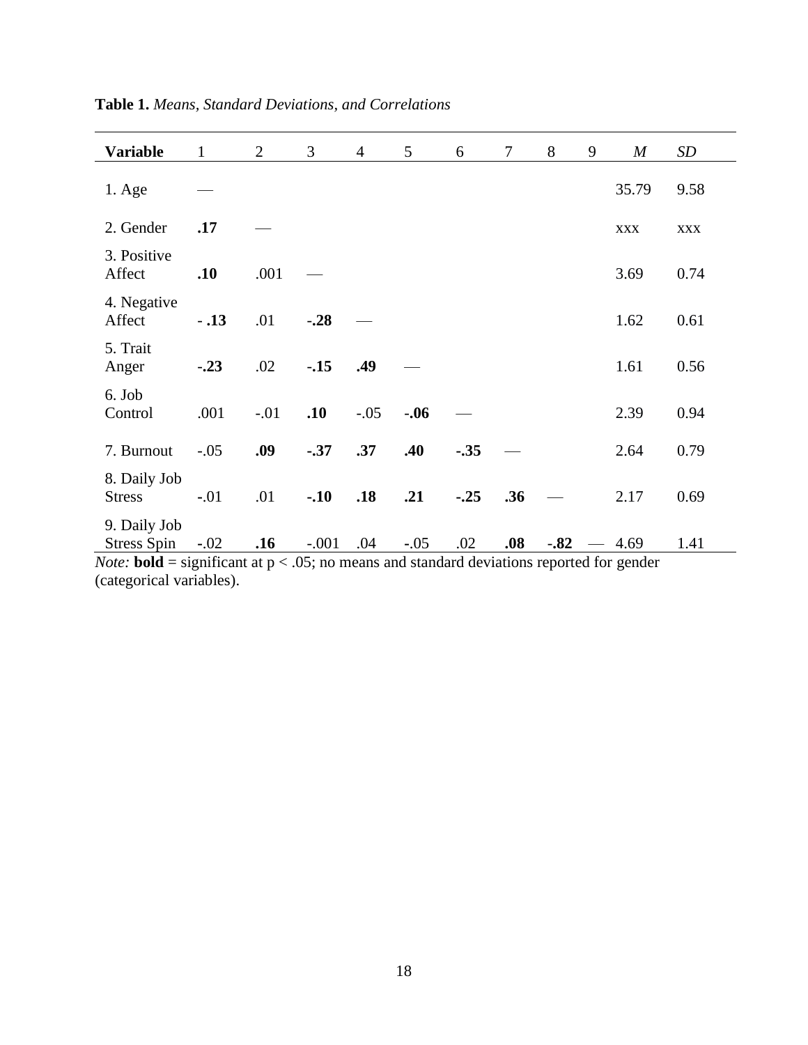**Table 1.** *Means, Standard Deviations, and Correlations*

| **Variable** | 1 | 2 | 3 | 4 | 5 | 6 | 7 | 8 | 9 | *M* | *SD* |
|---|---|---|---|---|---|---|---|---|---|---|---|
| 1. Age | — | | | | | | | | | 35.79 | 9.58 |
| 2. Gender | **.17** | — | | | | | | | | xxx | xxx |
| 3. Positive Affect | **.10** | .001 | — | | | | | | | 3.69 | 0.74 |
| 4. Negative Affect | - **.13** | .01 | **-.28** | — | | | | | | 1.62 | 0.61 |
| 5. Trait Anger | **-.23** | .02 | **-.15** | **.49** | — | | | | | 1.61 | 0.56 |
| 6. Job Control | .001 | -.01 | **.10** | -.05 | **-.06** | — | | | | 2.39 | 0.94 |
| 7. Burnout | -.05 | **.09** | **-.37** | **.37** | **.40** | **-.35** | — | | | 2.64 | 0.79 |
| 8. Daily Job Stress | -.01 | .01 | **-.10** | **.18** | **.21** | **-.25** | **.36** | — | | 2.17 | 0.69 |
| 9. Daily Job Stress Spin | -.02 | **.16** | -.001 | .04 | -.05 | .02 | **.08** | **-.82** | — | 4.69 | 1.41 |

*Note:* **bold** = significant at p < .05; no means and standard deviations reported for gender (categorical variables).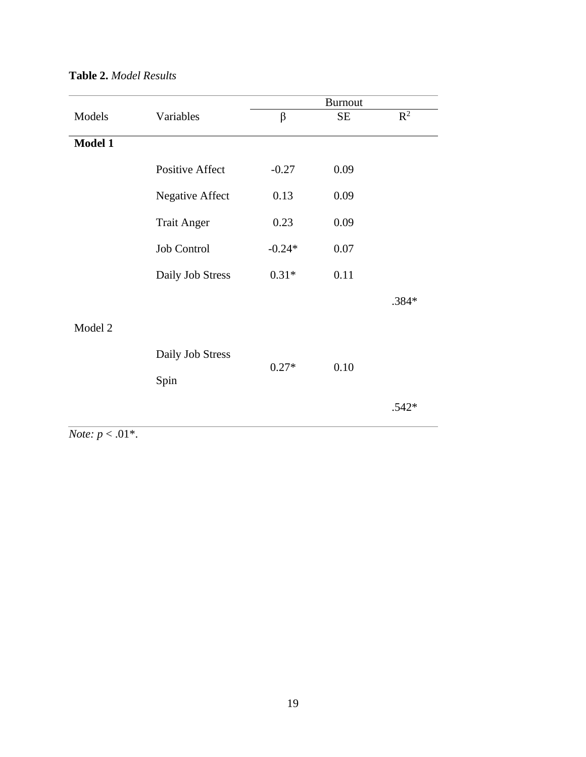**Table 2.** *Model Results*

| | | Burnout | | |
|---|---|---|---|---|
| Models | Variables | β | SE | $R^2$ |
| **Model 1** | | | | |
| | Positive Affect | -0.27 | 0.09 | |
| | Negative Affect | 0.13 | 0.09 | |
| | Trait Anger | 0.23 | 0.09 | |
| | Job Control | -0.24* | 0.07 | |
| | Daily Job Stress | 0.31* | 0.11 | |
| | | | | .384* |
| Model 2 | | | | |
| | Daily Job Stress Spin | 0.27* | 0.10 | |
| | | | | .542* |

*Note:* $p < .01$*.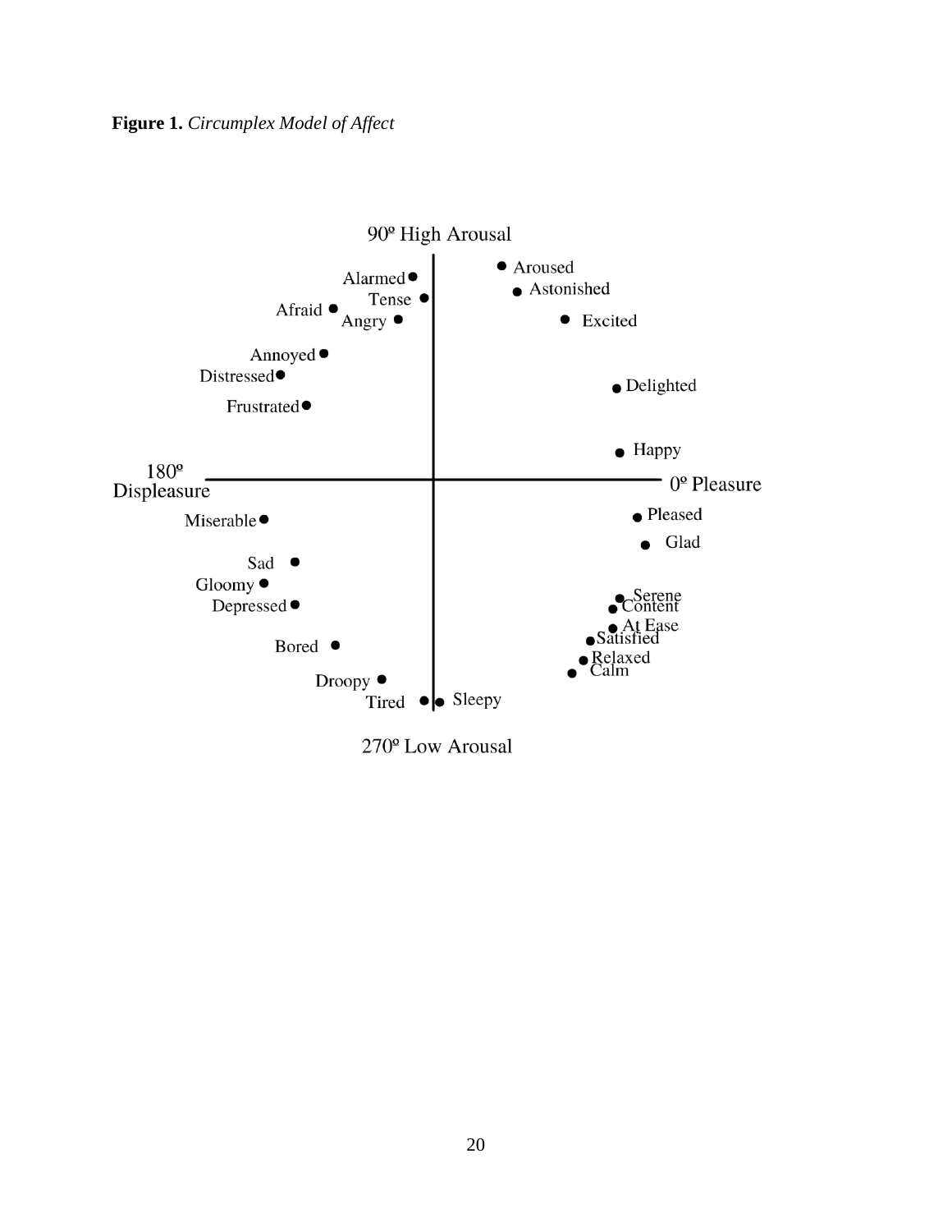**Figure 1.** *Circumplex Model of Affect*

90º High Arousal

Alarmed
Tense
Afraid
Angry
Annoyed
Distressed
Frustrated

Aroused
Astonished
Excited
Delighted
Happy

180º Displeasure

0º Pleasure

Miserable
Sad
Gloomy
Depressed
Bored
Droopy
Tired

Pleased
Glad
Serene
Content
At Ease
Satisfied
Relaxed
Calm
Sleepy

270º Low Arousal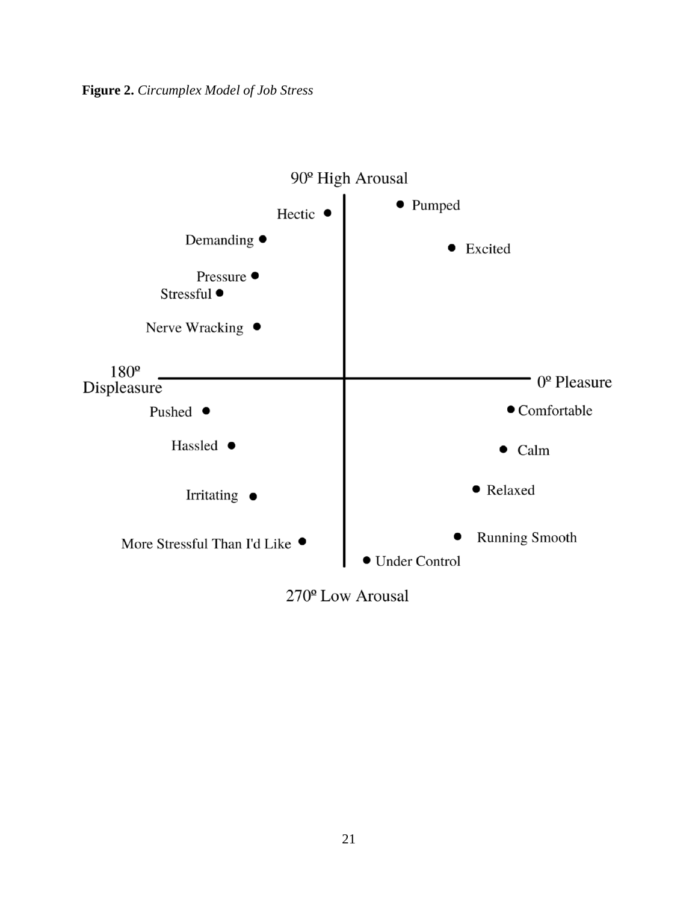**Figure 2.** *Circumplex Model of Job Stress*

90º High Arousal

Hectic

Pumped

Demanding

Excited

Pressure

Stressful

Nerve Wracking

180º Displeasure

0º Pleasure

Pushed

Comfortable

Hassled

Calm

Irritating

Relaxed

More Stressful Than I'd Like

Running Smooth

Under Control

270º Low Arousal